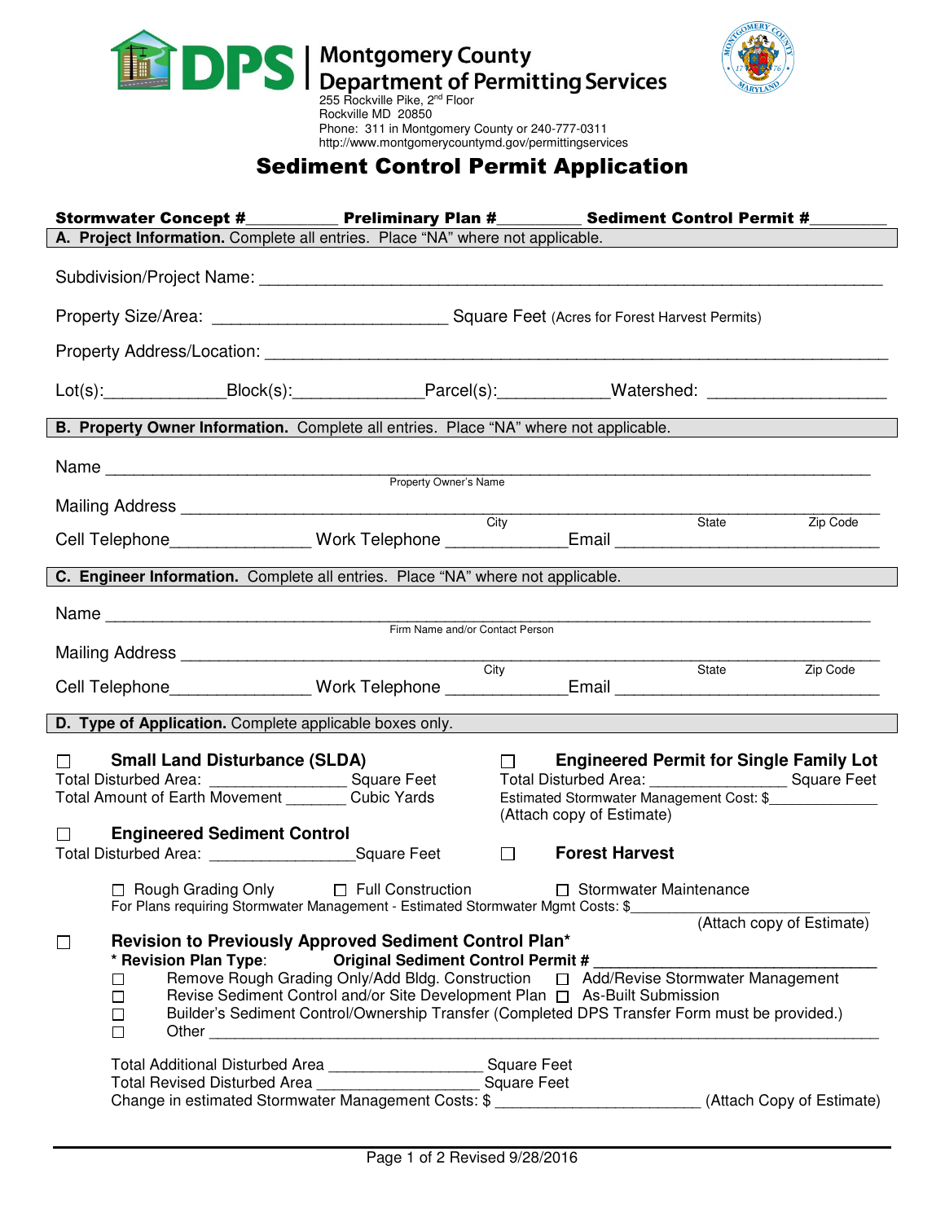# DPS | Montgomery County Department of Permitting Services

255 Rockville Pike, 2nd Floor
Rockville MD 20850
Phone: 311 in Montgomery County or 240-777-0311
http://www.montgomerycountymd.gov/permittingservices

## Sediment Control Permit Application

**Stormwater Concept #**__________ **Preliminary Plan #**_________ **Sediment Control Permit #**_________

**A. Project Information.** Complete all entries. Place "NA" where not applicable.

Subdivision/Project Name: ____________________________________________________________

Property Size/Area: _________________________ Square Feet (Acres for Forest Harvest Permits)

Property Address/Location: ____________________________________________________________

Lot(s):_____________Block(s):______________Parcel(s):____________Watershed: ___________________

**B. Property Owner Information.** Complete all entries. Place "NA" where not applicable.

Name ____________________________________________________________
Property Owner's Name

Mailing Address ____________________________________________________________
City State Zip Code

Cell Telephone_______________ Work Telephone _____________Email ____________________________

**C. Engineer Information.** Complete all entries. Place "NA" where not applicable.

Name ____________________________________________________________
Firm Name and/or Contact Person

Mailing Address ____________________________________________________________
City State Zip Code

Cell Telephone_______________ Work Telephone _____________Email ____________________________

**D. Type of Application.** Complete applicable boxes only.

☐ **Small Land Disturbance (SLDA)**
Total Disturbed Area: ________________ Square Feet
Total Amount of Earth Movement _______ Cubic Yards

☐ **Engineered Permit for Single Family Lot**
Total Disturbed Area: _______________ Square Feet
Estimated Stormwater Management Cost: $_____________
(Attach copy of Estimate)

☐ **Engineered Sediment Control**
Total Disturbed Area: ________________Square Feet

☐ **Forest Harvest**

☐ Rough Grading Only ☐ Full Construction ☐ Stormwater Maintenance
For Plans requiring Stormwater Management - Estimated Stormwater Mgmt Costs: $________________________
(Attach copy of Estimate)

☐ **Revision to Previously Approved Sediment Control Plan***
**\* Revision Plan Type**: **Original Sediment Control Permit #** ______________________________
☐ Remove Rough Grading Only/Add Bldg. Construction ☐ Add/Revise Stormwater Management
☐ Revise Sediment Control and/or Site Development Plan ☐ As-Built Submission
☐ Builder's Sediment Control/Ownership Transfer (Completed DPS Transfer Form must be provided.)
☐ Other ____________________________________________________________

Total Additional Disturbed Area __________________ Square Feet
Total Revised Disturbed Area ___________________ Square Feet
Change in estimated Stormwater Management Costs: $ _______________________ (Attach Copy of Estimate)

Revised 9/28/2016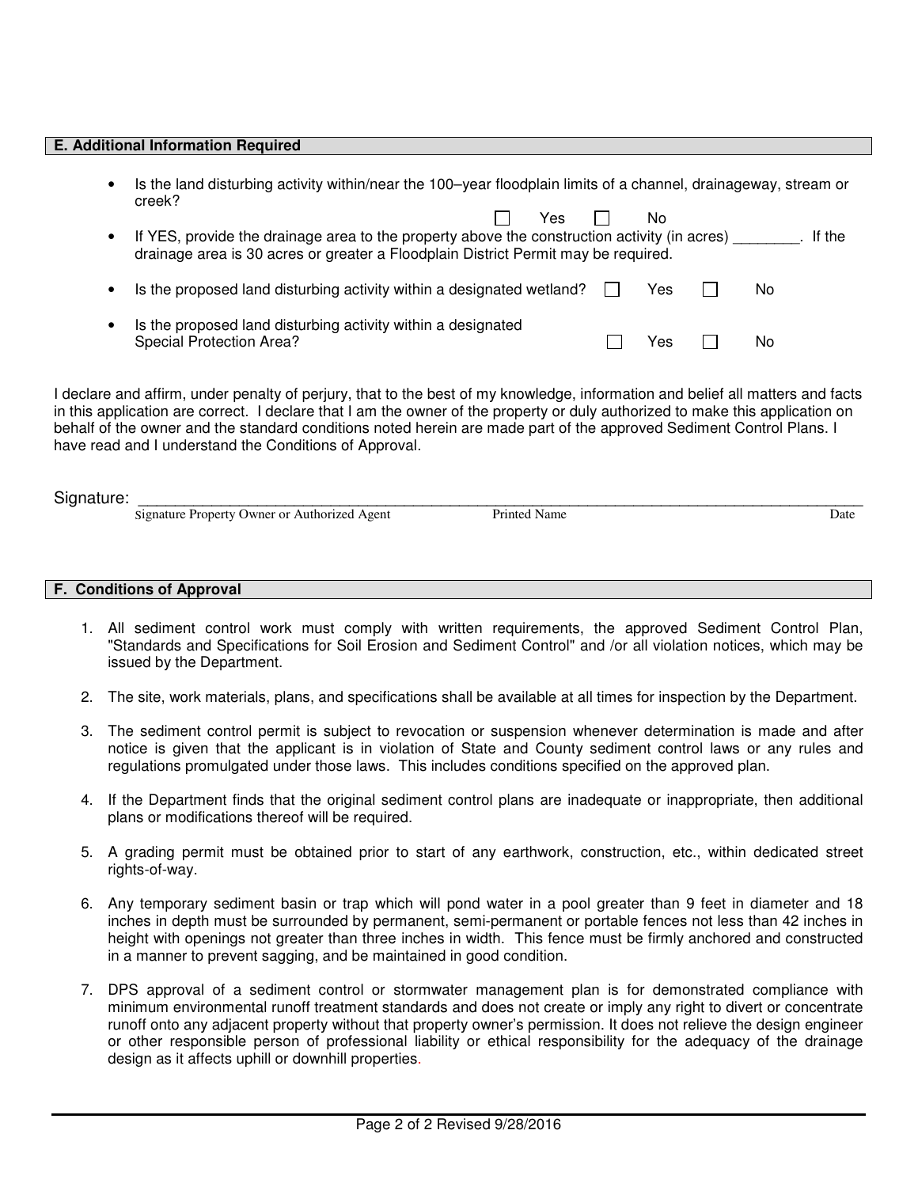## E. Additional Information Required

- Is the land disturbing activity within/near the 100–year floodplain limits of a channel, drainageway, stream or creek?

  ☐ Yes ☐ No

- If YES, provide the drainage area to the property above the construction activity (in acres) ________. If the drainage area is 30 acres or greater a Floodplain District Permit may be required.

- Is the proposed land disturbing activity within a designated wetland? ☐ Yes ☐ No

- Is the proposed land disturbing activity within a designated Special Protection Area? ☐ Yes ☐ No

I declare and affirm, under penalty of perjury, that to the best of my knowledge, information and belief all matters and facts in this application are correct. I declare that I am the owner of the property or duly authorized to make this application on behalf of the owner and the standard conditions noted herein are made part of the approved Sediment Control Plans. I have read and I understand the Conditions of Approval.

Signature: ______________________________________________________________________________

Signature Property Owner or Authorized Agent    Printed Name    Date

## F. Conditions of Approval

1. All sediment control work must comply with written requirements, the approved Sediment Control Plan, "Standards and Specifications for Soil Erosion and Sediment Control" and /or all violation notices, which may be issued by the Department.

2. The site, work materials, plans, and specifications shall be available at all times for inspection by the Department.

3. The sediment control permit is subject to revocation or suspension whenever determination is made and after notice is given that the applicant is in violation of State and County sediment control laws or any rules and regulations promulgated under those laws. This includes conditions specified on the approved plan.

4. If the Department finds that the original sediment control plans are inadequate or inappropriate, then additional plans or modifications thereof will be required.

5. A grading permit must be obtained prior to start of any earthwork, construction, etc., within dedicated street rights-of-way.

6. Any temporary sediment basin or trap which will pond water in a pool greater than 9 feet in diameter and 18 inches in depth must be surrounded by permanent, semi-permanent or portable fences not less than 42 inches in height with openings not greater than three inches in width. This fence must be firmly anchored and constructed in a manner to prevent sagging, and be maintained in good condition.

7. DPS approval of a sediment control or stormwater management plan is for demonstrated compliance with minimum environmental runoff treatment standards and does not create or imply any right to divert or concentrate runoff onto any adjacent property without that property owner's permission. It does not relieve the design engineer or other responsible person of professional liability or ethical responsibility for the adequacy of the drainage design as it affects uphill or downhill properties.